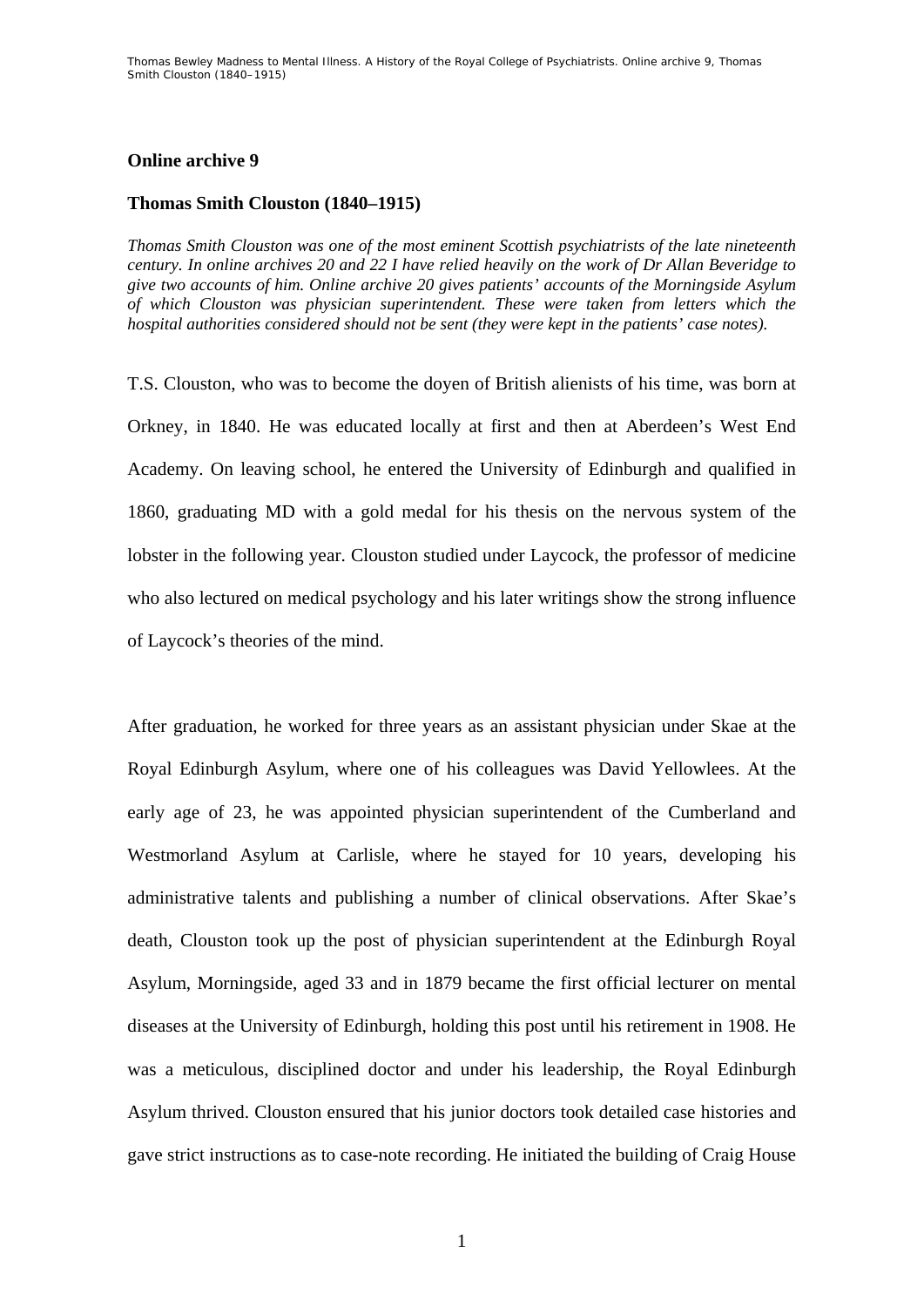## Online archive 9

### Thomas Smith Clouston (1840–1915)

*Thomas Smith Clouston was one of the most eminent Scottish psychiatrists of the late nineteenth century. In online archives 20 and 22 I have relied heavily on the work of Dr Allan Beveridge to give two accounts of him. Online archive 20 gives patients' accounts of the Morningside Asylum of which Clouston was physician superintendent. These were taken from letters which the hospital authorities considered should not be sent (they were kept in the patients' case notes).*

T.S. Clouston, who was to become the doyen of British alienists of his time, was born at Orkney, in 1840. He was educated locally at first and then at Aberdeen's West End Academy. On leaving school, he entered the University of Edinburgh and qualified in 1860, graduating MD with a gold medal for his thesis on the nervous system of the lobster in the following year. Clouston studied under Laycock, the professor of medicine who also lectured on medical psychology and his later writings show the strong influence of Laycock's theories of the mind.

After graduation, he worked for three years as an assistant physician under Skae at the Royal Edinburgh Asylum, where one of his colleagues was David Yellowlees. At the early age of 23, he was appointed physician superintendent of the Cumberland and Westmorland Asylum at Carlisle, where he stayed for 10 years, developing his administrative talents and publishing a number of clinical observations. After Skae's death, Clouston took up the post of physician superintendent at the Edinburgh Royal Asylum, Morningside, aged 33 and in 1879 became the first official lecturer on mental diseases at the University of Edinburgh, holding this post until his retirement in 1908. He was a meticulous, disciplined doctor and under his leadership, the Royal Edinburgh Asylum thrived. Clouston ensured that his junior doctors took detailed case histories and gave strict instructions as to case-note recording. He initiated the building of Craig House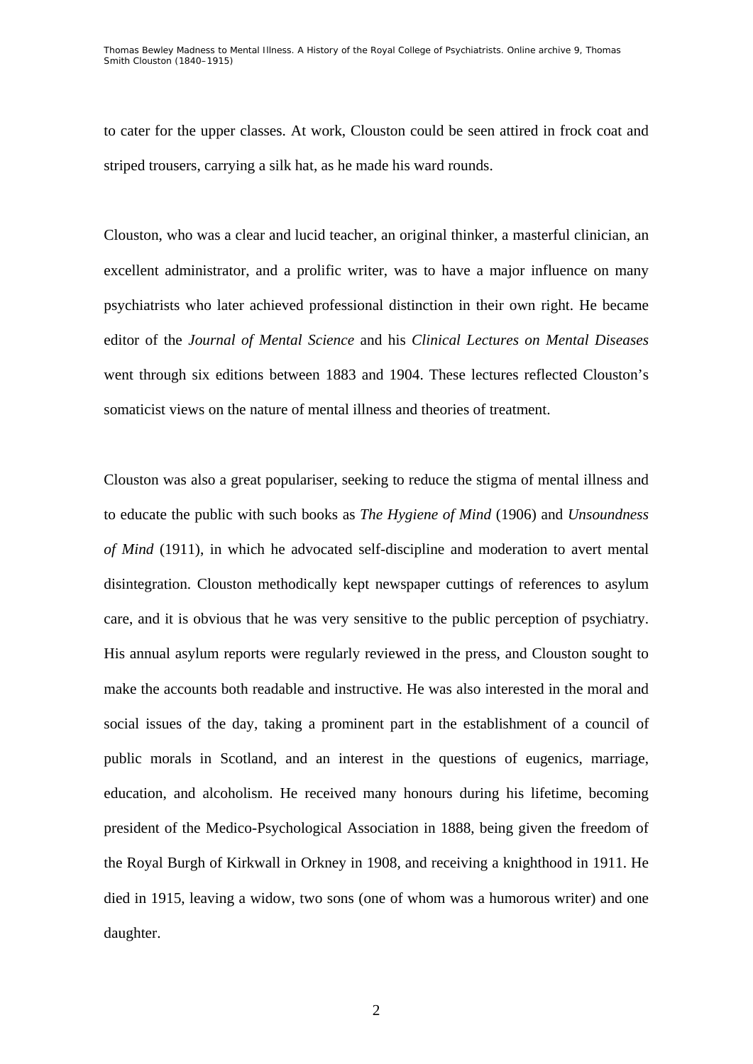to cater for the upper classes. At work, Clouston could be seen attired in frock coat and striped trousers, carrying a silk hat, as he made his ward rounds.

Clouston, who was a clear and lucid teacher, an original thinker, a masterful clinician, an excellent administrator, and a prolific writer, was to have a major influence on many psychiatrists who later achieved professional distinction in their own right. He became editor of the *Journal of Mental Science* and his *Clinical Lectures on Mental Diseases* went through six editions between 1883 and 1904. These lectures reflected Clouston's somaticist views on the nature of mental illness and theories of treatment.

Clouston was also a great populariser, seeking to reduce the stigma of mental illness and to educate the public with such books as *The Hygiene of Mind* (1906) and *Unsoundness of Mind* (1911), in which he advocated self-discipline and moderation to avert mental disintegration. Clouston methodically kept newspaper cuttings of references to asylum care, and it is obvious that he was very sensitive to the public perception of psychiatry. His annual asylum reports were regularly reviewed in the press, and Clouston sought to make the accounts both readable and instructive. He was also interested in the moral and social issues of the day, taking a prominent part in the establishment of a council of public morals in Scotland, and an interest in the questions of eugenics, marriage, education, and alcoholism. He received many honours during his lifetime, becoming president of the Medico-Psychological Association in 1888, being given the freedom of the Royal Burgh of Kirkwall in Orkney in 1908, and receiving a knighthood in 1911. He died in 1915, leaving a widow, two sons (one of whom was a humorous writer) and one daughter.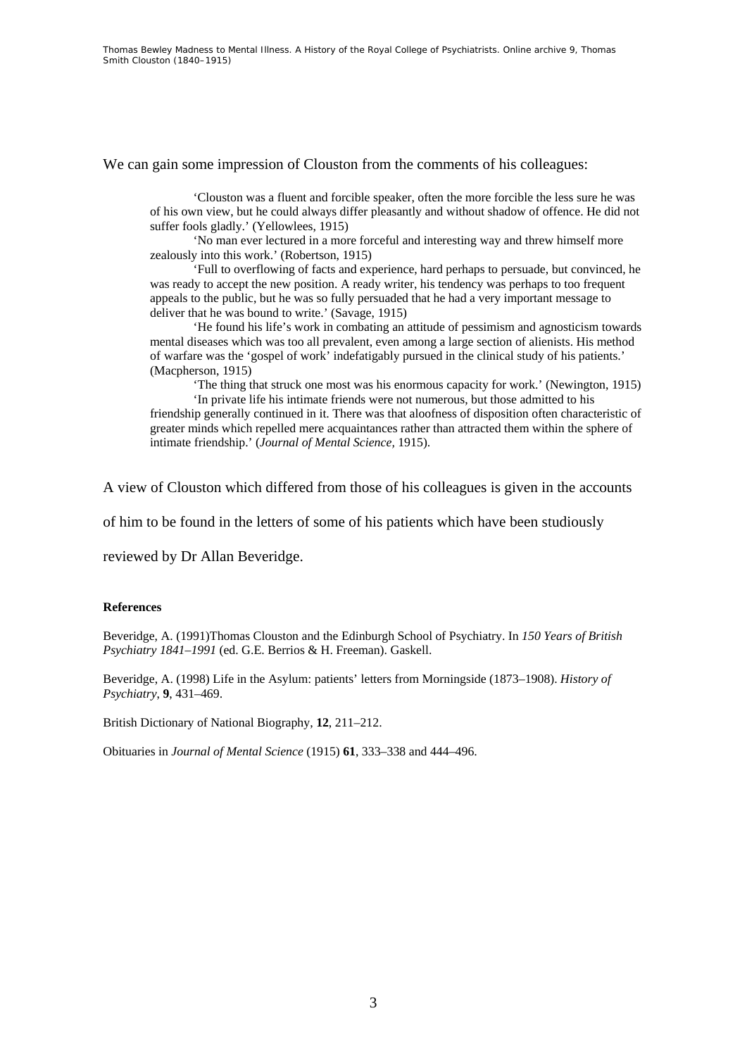We can gain some impression of Clouston from the comments of his colleagues:

> 'Clouston was a fluent and forcible speaker, often the more forcible the less sure he was of his own view, but he could always differ pleasantly and without shadow of offence. He did not suffer fools gladly.' (Yellowlees, 1915)
>
> 'No man ever lectured in a more forceful and interesting way and threw himself more zealously into this work.' (Robertson, 1915)
>
> 'Full to overflowing of facts and experience, hard perhaps to persuade, but convinced, he was ready to accept the new position. A ready writer, his tendency was perhaps to too frequent appeals to the public, but he was so fully persuaded that he had a very important message to deliver that he was bound to write.' (Savage, 1915)
>
> 'He found his life's work in combating an attitude of pessimism and agnosticism towards mental diseases which was too all prevalent, even among a large section of alienists. His method of warfare was the 'gospel of work' indefatigably pursued in the clinical study of his patients.' (Macpherson, 1915)
>
> 'The thing that struck one most was his enormous capacity for work.' (Newington, 1915)
>
> 'In private life his intimate friends were not numerous, but those admitted to his friendship generally continued in it. There was that aloofness of disposition often characteristic of greater minds which repelled mere acquaintances rather than attracted them within the sphere of intimate friendship.' (*Journal of Mental Science*, 1915).

A view of Clouston which differed from those of his colleagues is given in the accounts of him to be found in the letters of some of his patients which have been studiously reviewed by Dr Allan Beveridge.

**References**

Beveridge, A. (1991)Thomas Clouston and the Edinburgh School of Psychiatry. In *150 Years of British Psychiatry 1841–1991* (ed. G.E. Berrios & H. Freeman). Gaskell.

Beveridge, A. (1998) Life in the Asylum: patients' letters from Morningside (1873–1908). *History of Psychiatry*, **9**, 431–469.

British Dictionary of National Biography, **12**, 211–212.

Obituaries in *Journal of Mental Science* (1915) **61**, 333–338 and 444–496.